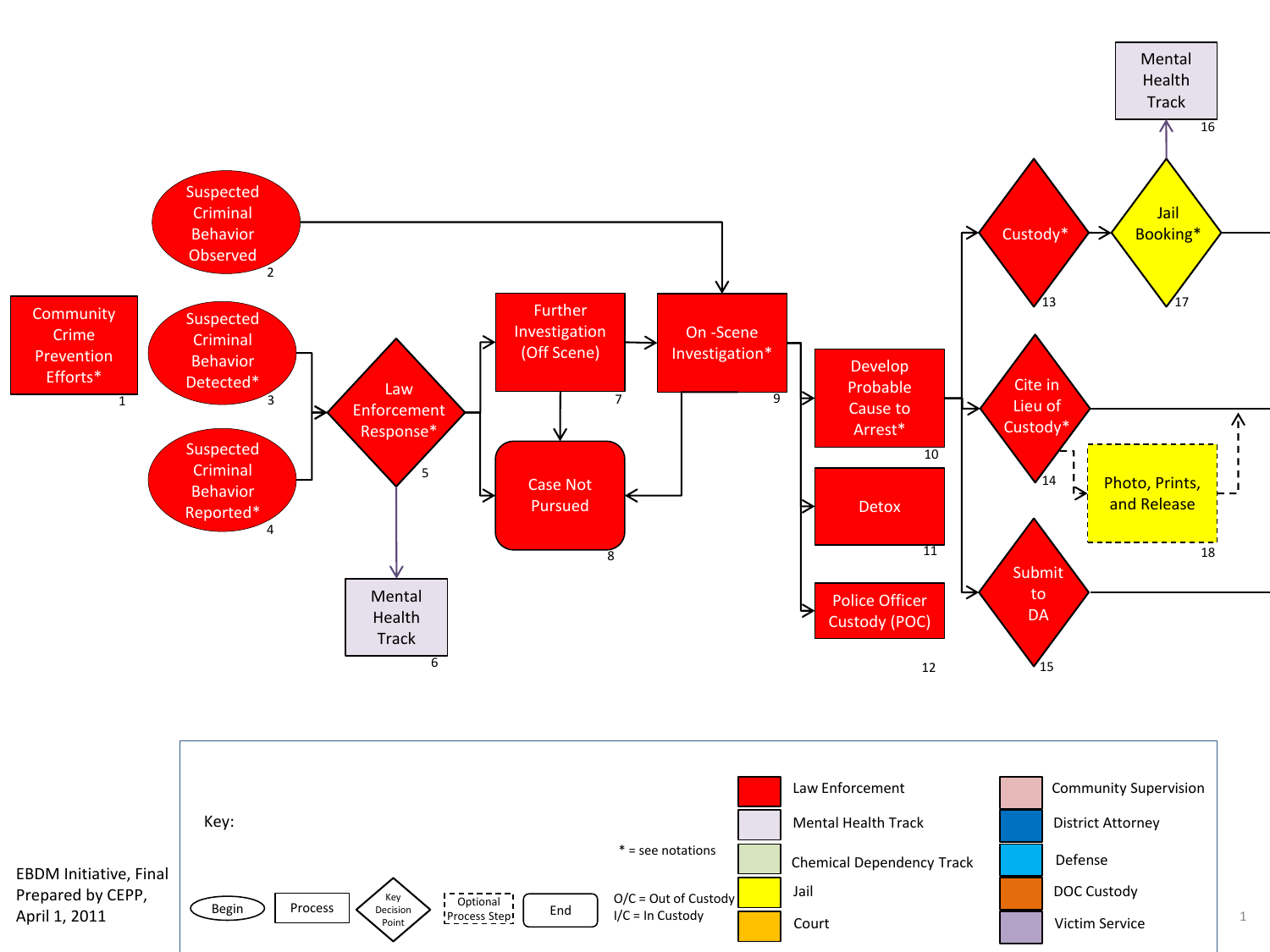Community Crime Prevention Efforts* (1)

Suspected Criminal Behavior Observed (2)

Suspected Criminal Behavior Detected* (3)

Suspected Criminal Behavior Reported* (4)

Law Enforcement Response* (5)

Mental Health Track (6)

Further Investigation (Off Scene) (7)

Case Not Pursued (8)

On -Scene Investigation* (9)

Develop Probable Cause to Arrest* (10)

Detox (11)

Police Officer Custody (POC) (12)

Custody* (13)

Cite in Lieu of Custody* (14)

Submit to DA (15)

Mental Health Track (16)

Jail Booking* (17)

Photo, Prints, and Release (18)

Key:

Begin | Process | Key Decision Point | Optional Process Step | End

\* = see notations

O/C = Out of Custody
I/C = In Custody

| | |
|---|---|
| Law Enforcement | Community Supervision |
| Mental Health Track | District Attorney |
| Chemical Dependency Track | Defense |
| Jail | DOC Custody |
| Court | Victim Service |

EBDM Initiative, Final
Prepared by CEPP,
April 1, 2011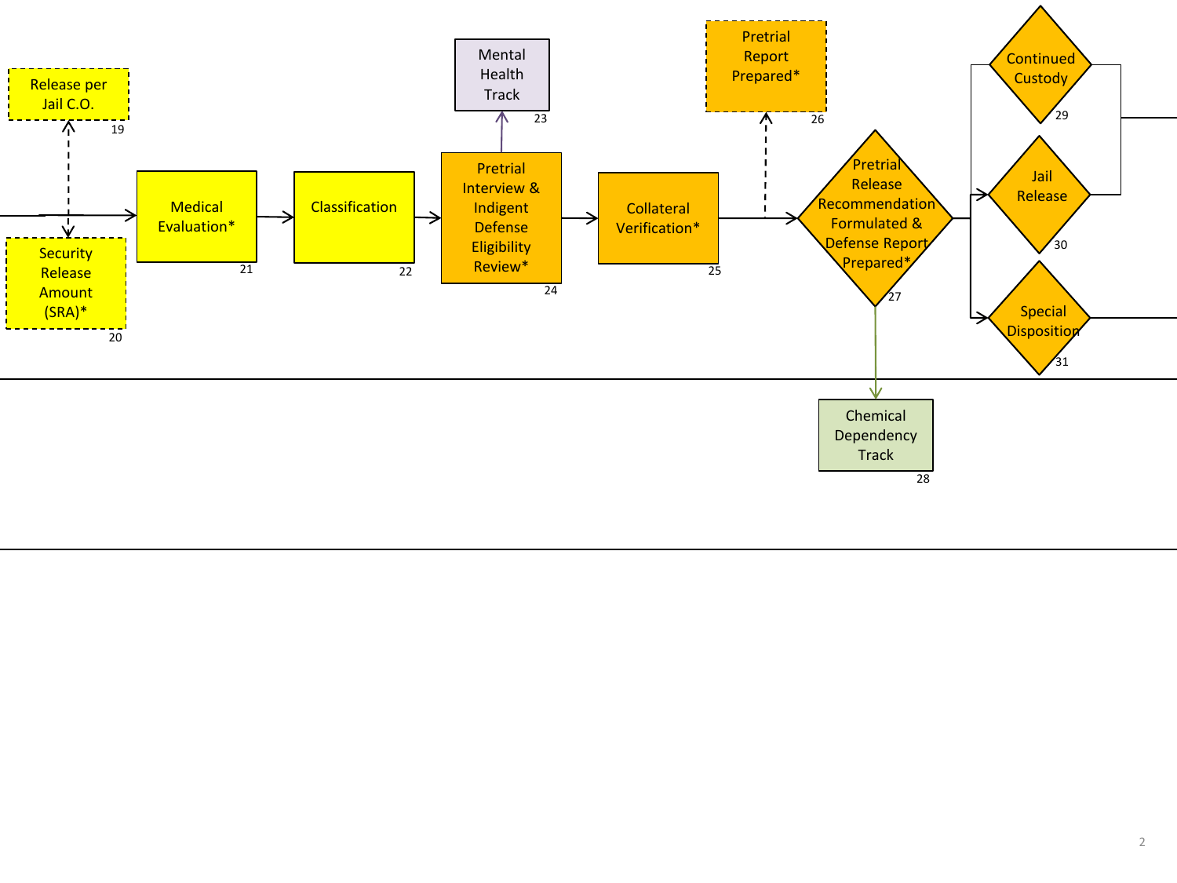Release per Jail C.O. 19

Security Release Amount (SRA)* 20

Medical Evaluation* 21

Classification 22

Mental Health Track 23

Pretrial Interview & Indigent Defense Eligibility Review* 24

Collateral Verification* 25

Pretrial Report Prepared* 26

Pretrial Release Recommendation Formulated & Defense Report Prepared* 27

Chemical Dependency Track 28

Continued Custody 29

Jail Release 30

Special Disposition 31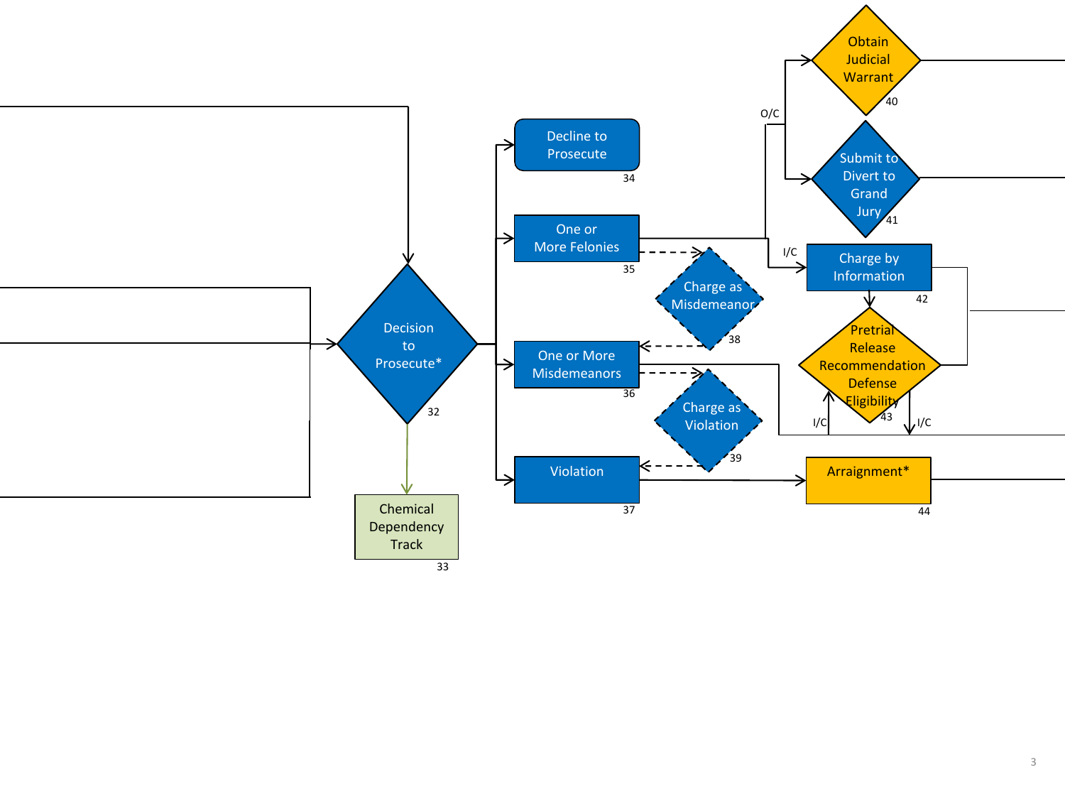Decision to Prosecute* (32)

Chemical Dependency Track (33)

Decline to Prosecute (34)

One or More Felonies (35)

One or More Misdemeanors (36)

Violation (37)

Charge as Misdemeanor (38)

Charge as Violation (39)

O/C

Obtain Judicial Warrant (40)

Submit to Divert to Grand Jury (41)

I/C

Charge by Information (42)

Pretrial Release Recommendation Defense Eligibility (43)

I/C

I/C

Arraignment* (44)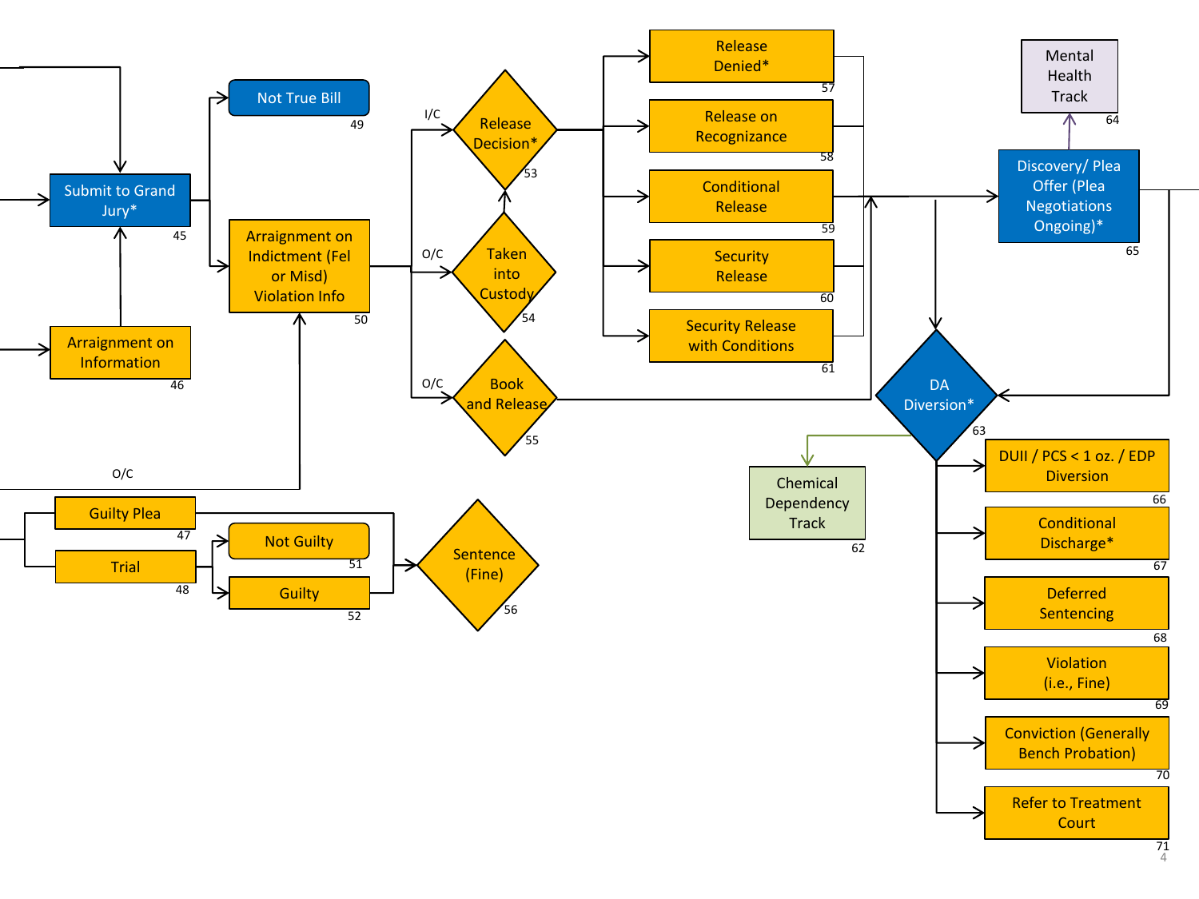Submit to Grand Jury* 45

Arraignment on Information 46

Not True Bill 49

Arraignment on Indictment (Fel or Misd) Violation Info 50

O/C

Guilty Plea 47

Trial 48

Not Guilty 51

Guilty 52

Sentence (Fine) 56

I/C

O/C

O/C

Release Decision* 53

Taken into Custody 54

Book and Release 55

Release Denied* 57

Release on Recognizance 58

Conditional Release 59

Security Release 60

Security Release with Conditions 61

Mental Health Track 64

Discovery/ Plea Offer (Plea Negotiations Ongoing)* 65

DA Diversion* 63

Chemical Dependency Track 62

DUII / PCS < 1 oz. / EDP Diversion 66

Conditional Discharge* 67

Deferred Sentencing 68

Violation (i.e., Fine) 69

Conviction (Generally Bench Probation) 70

Refer to Treatment Court 71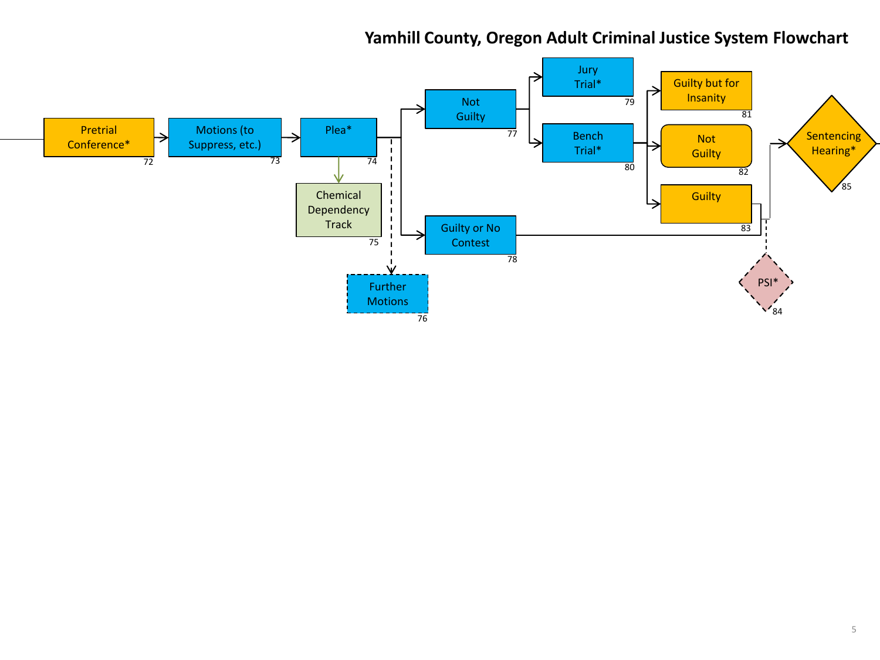# Yamhill County, Oregon Adult Criminal Justice System Flowchart

- Pretrial Conference* (72)
- Motions (to Suppress, etc.) (73)
- Plea* (74)
- Chemical Dependency Track (75)
- Further Motions (76)
- Not Guilty (77)
- Guilty or No Contest (78)
- Jury Trial* (79)
- Bench Trial* (80)
- Guilty but for Insanity (81)
- Not Guilty (82)
- Guilty (83)
- PSI* (84)
- Sentencing Hearing* (85)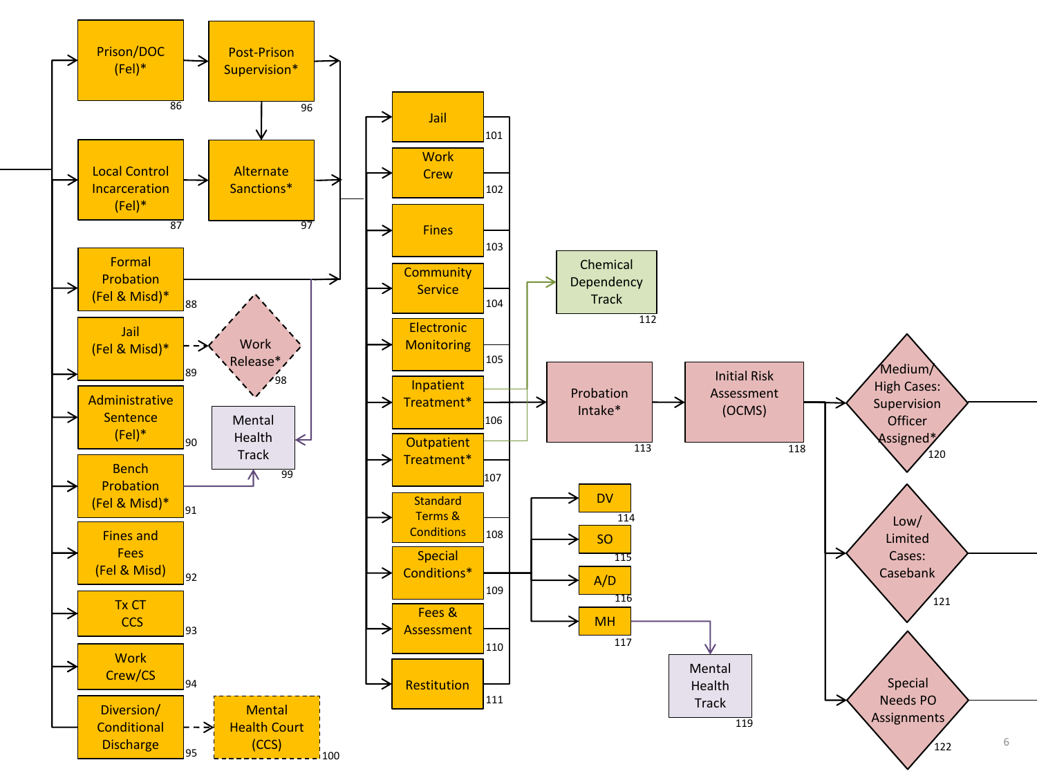- Prison/DOC (Fel)* — 86
- Post-Prison Supervision* — 96
- Local Control Incarceration (Fel)* — 87
- Alternate Sanctions* — 97
- Formal Probation (Fel & Misd)* — 88
- Jail (Fel & Misd)* — 89
- Work Release* — 98
- Administrative Sentence (Fel)* — 90
- Mental Health Track — 99
- Bench Probation (Fel & Misd)* — 91
- Fines and Fees (Fel & Misd) — 92
- Tx CT CCS — 93
- Work Crew/CS — 94
- Diversion/ Conditional Discharge — 95
- Mental Health Court (CCS) — 100

- Jail — 101
- Work Crew — 102
- Fines — 103
- Community Service — 104
- Electronic Monitoring — 105
- Inpatient Treatment* — 106
- Outpatient Treatment* — 107
- Standard Terms & Conditions — 108
- Special Conditions* — 109
- Fees & Assessment — 110
- Restitution — 111

- Chemical Dependency Track — 112
- Probation Intake* — 113
- DV — 114
- SO — 115
- A/D — 116
- MH — 117
- Initial Risk Assessment (OCMS) — 118
- Mental Health Track — 119
- Medium/ High Cases: Supervision Officer Assigned* — 120
- Low/ Limited Cases: Casebank — 121
- Special Needs PO Assignments — 122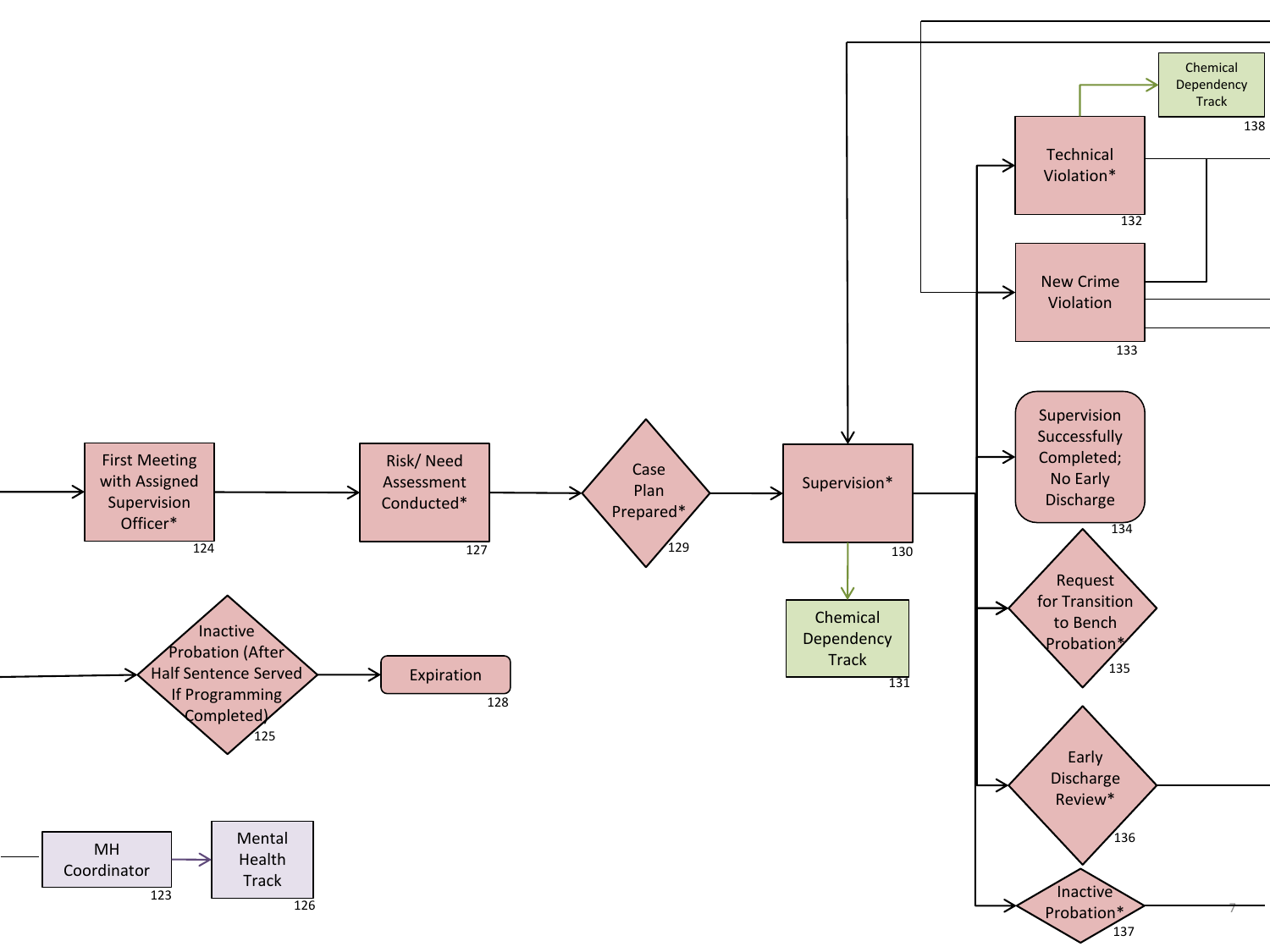Chemical Dependency Track
138

Technical Violation*
132

New Crime Violation
133

First Meeting with Assigned Supervision Officer*
124

Risk/ Need Assessment Conducted*
127

Case Plan Prepared*
129

Supervision*
130

Supervision Successfully Completed; No Early Discharge
134

Request for Transition to Bench Probation*
135

Chemical Dependency Track
131

Inactive Probation (After Half Sentence Served If Programming Completed)
125

Expiration
128

Early Discharge Review*
136

MH Coordinator
123

Mental Health Track
126

Inactive Probation*
137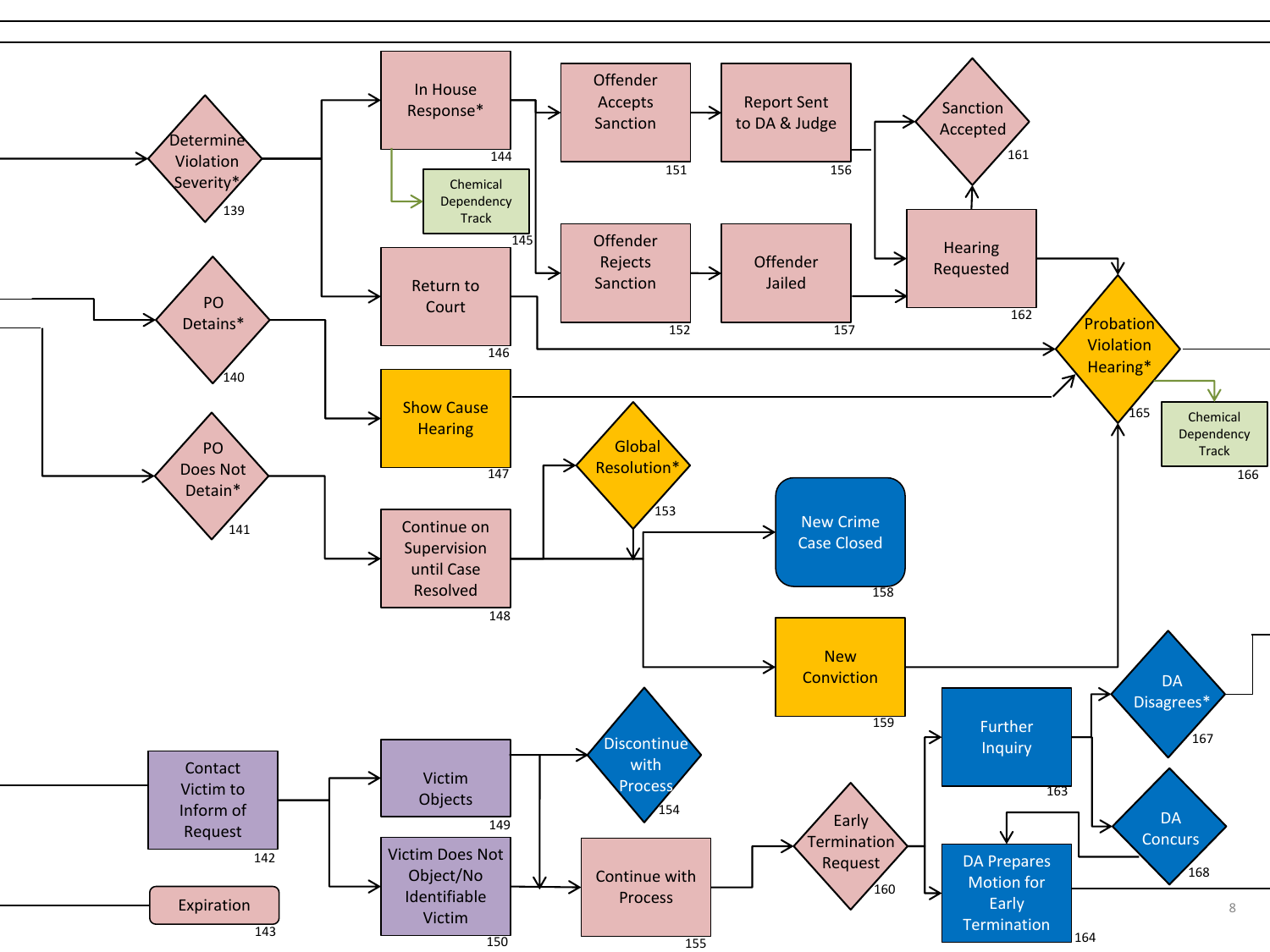- Determine Violation Severity* (139)
  - In House Response* (144)
    - Chemical Dependency Track (145)
    - Offender Accepts Sanction (151)
      - Report Sent to DA & Judge (156)
        - Sanction Accepted (161)
        - Hearing Requested (162)
    - Offender Rejects Sanction (152)
      - Offender Jailed (157)
        - Hearing Requested (162)
          - Sanction Accepted (161)
          - Probation Violation Hearing* (165)
  - Return to Court (146)
    - Probation Violation Hearing* (165)
- PO Details* (140)
  - Show Cause Hearing (147)
    - Probation Violation Hearing* (165)
- PO Does Not Detain* (141)
  - Continue on Supervision until Case Resolved (148)
    - Global Resolution* (153)
    - New Crime Case Closed (158)
    - New Conviction (159)
      - Probation Violation Hearing* (165)
        - Chemical Dependency Track (166)
- Contact Victim to Inform of Request (142)
  - Victim Objects (149)
    - Discontinue with Process (154)
    - Continue with Process (155)
  - Victim Does Not Object/No Identifiable Victim (150)
    - Continue with Process (155)
      - Early Termination Request (160)
        - Further Inquiry (163)
          - DA Disagrees* (167)
          - DA Concurs (168)
            - DA Prepares Motion for Early Termination (164)
        - DA Prepares Motion for Early Termination (164)
- Expiration (143)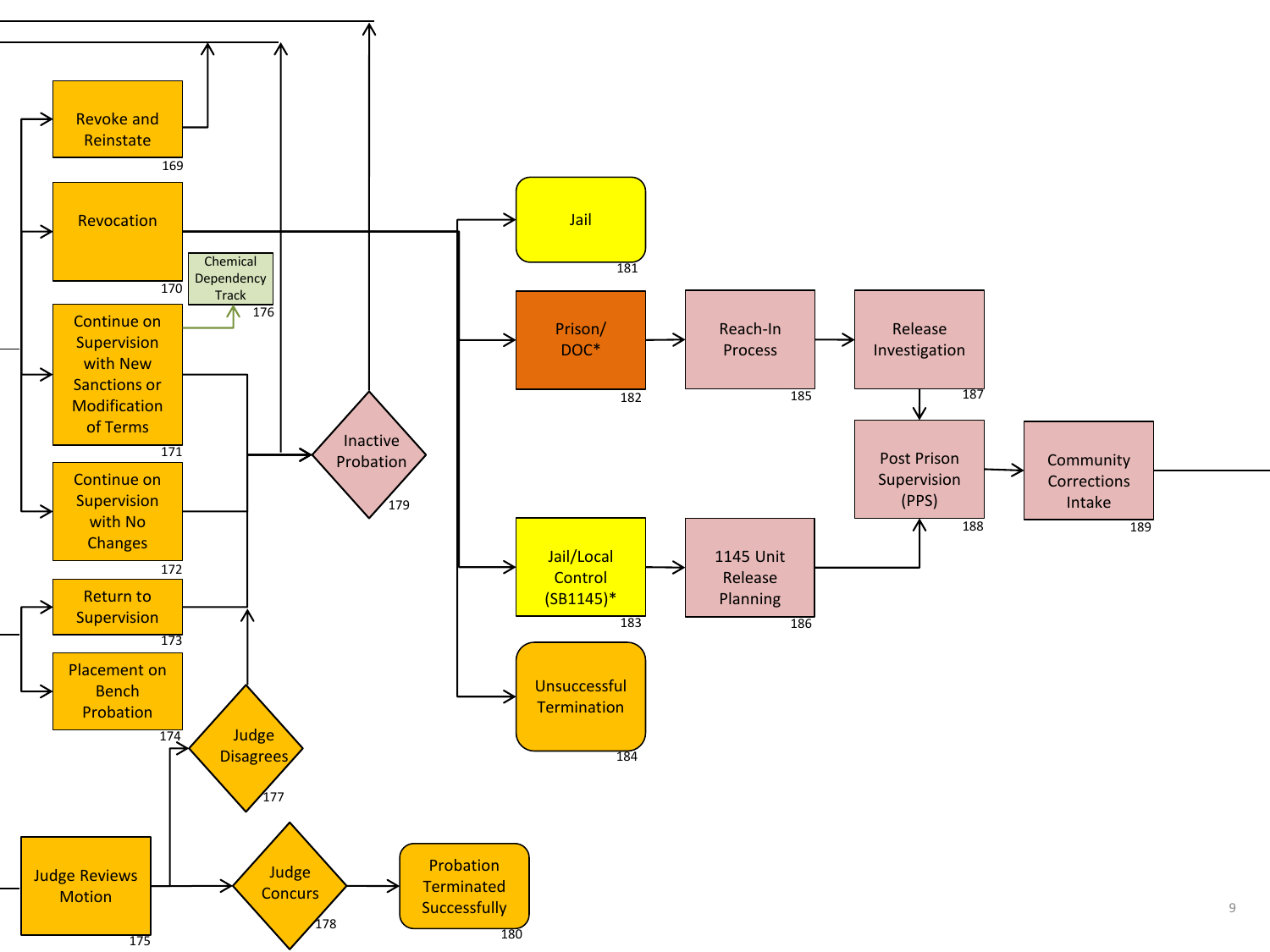Revoke and Reinstate 169

Revocation 170

Chemical Dependency Track 176

Continue on Supervision with New Sanctions or Modification of Terms 171

Continue on Supervision with No Changes 172

Return to Supervision 173

Placement on Bench Probation 174

Inactive Probation 179

Judge Disagrees 177

Judge Reviews Motion 175

Judge Concurs 178

Probation Terminated Successfully 180

Jail 181

Prison/ DOC* 182

Jail/Local Control (SB1145)* 183

Unsuccessful Termination 184

Reach-In Process 185

1145 Unit Release Planning 186

Release Investigation 187

Post Prison Supervision (PPS) 188

Community Corrections Intake 189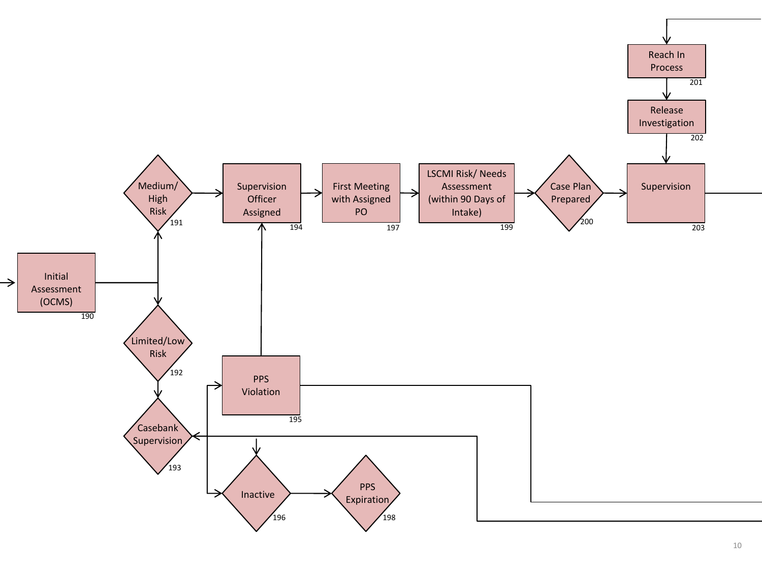Initial Assessment (OCMS) 190

Medium/ High Risk 191

Limited/Low Risk 192

Casebank Supervision 193

Supervision Officer Assigned 194

PPS Violation 195

Inactive 196

First Meeting with Assigned PO 197

PPS Expiration 198

LSCMI Risk/ Needs Assessment (within 90 Days of Intake) 199

Case Plan Prepared 200

Reach In Process 201

Release Investigation 202

Supervision 203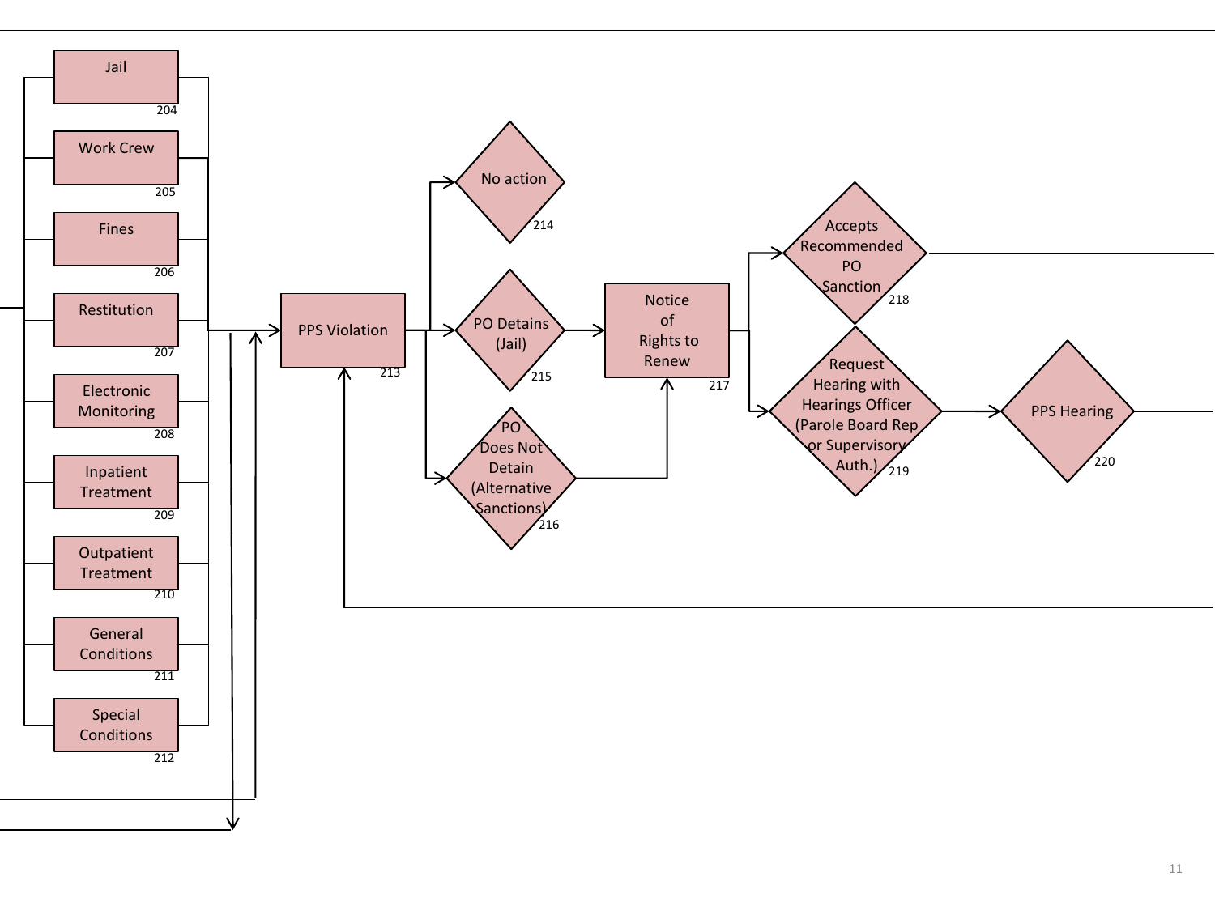Jail
204

Work Crew
205

Fines
206

Restitution
207

Electronic Monitoring
208

Inpatient Treatment
209

Outpatient Treatment
210

General Conditions
211

Special Conditions
212

PPS Violation
213

No action
214

PO Detains (Jail)
215

PO Does Not Detain (Alternative Sanctions)
216

Notice of Rights to Renew
217

Accepts Recommended PO Sanction
218

Request Hearing with Hearings Officer (Parole Board Rep or Supervisory Auth.)
219

PPS Hearing
220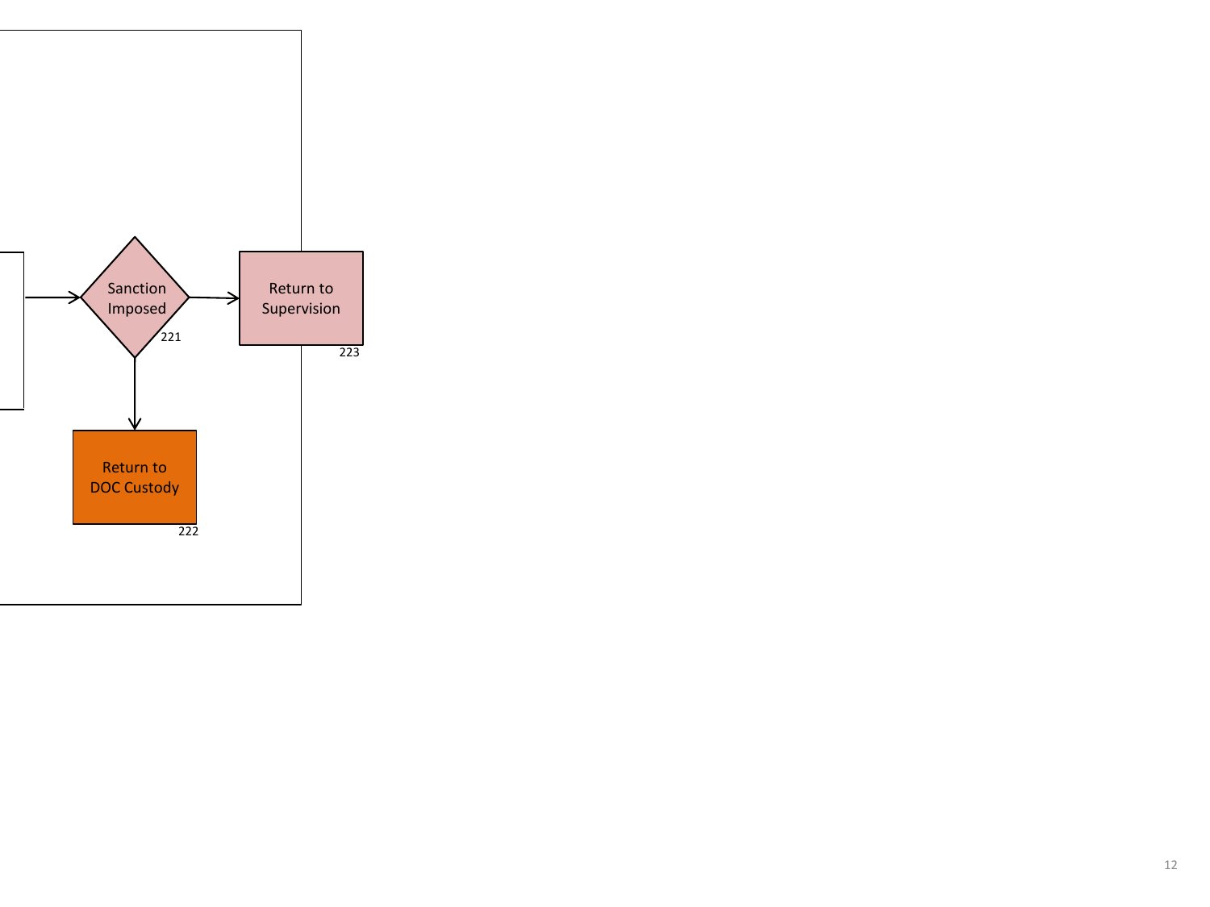Sanction Imposed

221

Return to Supervision

223

Return to DOC Custody

222